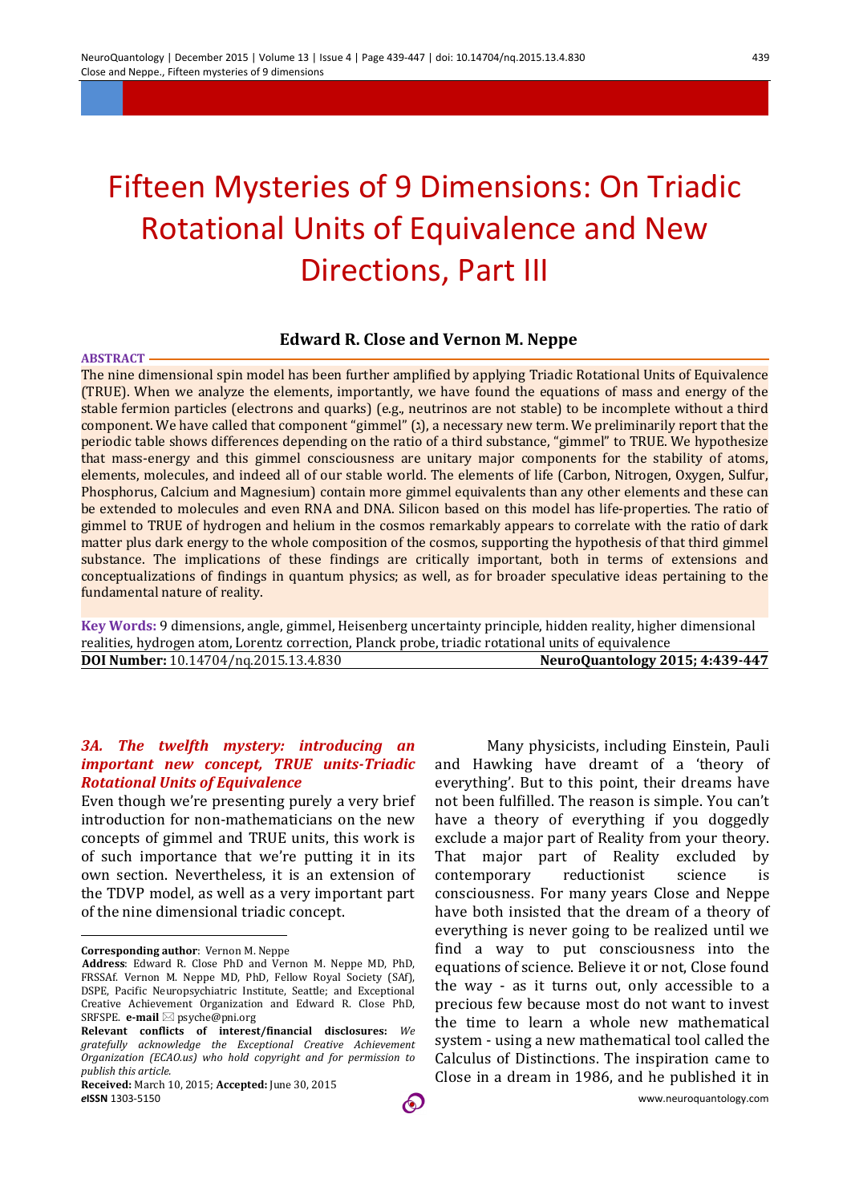# Fifteen Mysteries of 9 Dimensions: On Triadic Rotational Units of Equivalence and New Directions, Part III

**Edward R. Close and Vernon M. Neppe**

**ABSTRACT**

The nine dimensional spin model has been further amplified by applying Triadic Rotational Units of Equivalence (TRUE). When we analyze the elements, importantly, we have found the equations of mass and energy of the stable fermion particles (electrons and quarks) (e.g., neutrinos are not stable) to be incomplete without a third component. We have called that component "gimmel" (ג), a necessary new term. We preliminarily report that the periodic table shows differences depending on the ratio of a third substance, "gimmel" to TRUE. We hypothesize that mass-energy and this gimmel consciousness are unitary major components for the stability of atoms, elements, molecules, and indeed all of our stable world. The elements of life (Carbon, Nitrogen, Oxygen, Sulfur, Phosphorus, Calcium and Magnesium) contain more gimmel equivalents than any other elements and these can be extended to molecules and even RNA and DNA. Silicon based on this model has life-properties. The ratio of gimmel to TRUE of hydrogen and helium in the cosmos remarkably appears to correlate with the ratio of dark matter plus dark energy to the whole composition of the cosmos, supporting the hypothesis of that third gimmel substance. The implications of these findings are critically important, both in terms of extensions and conceptualizations of findings in quantum physics; as well, as for broader speculative ideas pertaining to the fundamental nature of reality.

**Key Words:** 9 dimensions, angle, gimmel, Heisenberg uncertainty principle, hidden reality, higher dimensional realities, hydrogen atom, Lorentz correction, Planck probe, triadic rotational units of equivalence

**DOI Number:** 10.14704/nq.2015.13.4.830 **NeuroQuantology 2015; 4:439-447**

### *3A. The twelfth mystery: introducing an important new concept, TRUE units-Triadic Rotational Units of Equivalence*

Even though we're presenting purely a very brief introduction for non-mathematicians on the new concepts of gimmel and TRUE units, this work is of such importance that we're putting it in its own section. Nevertheless, it is an extension of the TDVP model, as well as a very important part of the nine dimensional triadic concept.

Many physicists, including Einstein, Pauli and Hawking have dreamt of a 'theory of everything'. But to this point, their dreams have not been fulfilled. The reason is simple. You can't have a theory of everything if you doggedly exclude a major part of Reality from your theory. That major part of Reality excluded by contemporary reductionist science is consciousness. For many years Close and Neppe have both insisted that the dream of a theory of everything is never going to be realized until we find a way to put consciousness into the equations of science. Believe it or not, Close found the way - as it turns out, only accessible to a precious few because most do not want to invest the time to learn a whole new mathematical system - using a new mathematical tool called the Calculus of Distinctions. The inspiration came to Close in a dream in 1986, and he published it in

---

**Corresponding author**: Vernon M. Neppe

**Address**: Edward R. Close PhD and Vernon M. Neppe MD, PhD, FRSSAf. Vernon M. Neppe MD, PhD, Fellow Royal Society (SAf), DSPE, Pacific Neuropsychiatric Institute, Seattle; and Exceptional Creative Achievement Organization and Edward R. Close PhD, SRFSPE. **e-mail** ✉ psyche@pni.org

**Relevant conflicts of interest/financial disclosures:** *We gratefully acknowledge the Exceptional Creative Achievement Organization (ECAO.us) who hold copyright and for permission to publish this article.*

**Received:** March 10, 2015; **Accepted:** June 30, 2015

***e*ISSN** 1303-5150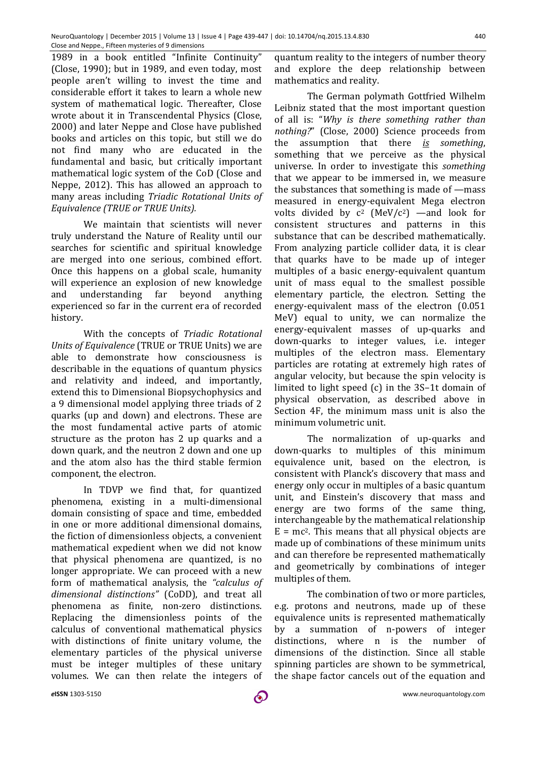1989 in a book entitled "Infinite Continuity" (Close, 1990); but in 1989, and even today, most people aren't willing to invest the time and considerable effort it takes to learn a whole new system of mathematical logic. Thereafter, Close wrote about it in Transcendental Physics (Close, 2000) and later Neppe and Close have published books and articles on this topic, but still we do not find many who are educated in the fundamental and basic, but critically important mathematical logic system of the CoD (Close and Neppe, 2012). This has allowed an approach to many areas including *Triadic Rotational Units of Equivalence (TRUE or TRUE Units).*

We maintain that scientists will never truly understand the Nature of Reality until our searches for scientific and spiritual knowledge are merged into one serious, combined effort. Once this happens on a global scale, humanity will experience an explosion of new knowledge and understanding far beyond anything experienced so far in the current era of recorded history.

With the concepts of *Triadic Rotational Units of Equivalence* (TRUE or TRUE Units) we are able to demonstrate how consciousness is describable in the equations of quantum physics and relativity and indeed, and importantly, extend this to Dimensional Biopsychophysics and a 9 dimensional model applying three triads of 2 quarks (up and down) and electrons. These are the most fundamental active parts of atomic structure as the proton has 2 up quarks and a down quark, and the neutron 2 down and one up and the atom also has the third stable fermion component, the electron.

In TDVP we find that, for quantized phenomena, existing in a multi-dimensional domain consisting of space and time, embedded in one or more additional dimensional domains, the fiction of dimensionless objects, a convenient mathematical expedient when we did not know that physical phenomena are quantized, is no longer appropriate. We can proceed with a new form of mathematical analysis, the *"calculus of dimensional distinctions"* (CoDD), and treat all phenomena as finite, non-zero distinctions. Replacing the dimensionless points of the calculus of conventional mathematical physics with distinctions of finite unitary volume, the elementary particles of the physical universe must be integer multiples of these unitary volumes. We can then relate the integers of quantum reality to the integers of number theory and explore the deep relationship between mathematics and reality.

The German polymath Gottfried Wilhelm Leibniz stated that the most important question of all is: "*Why is there something rather than nothing?*" (Close, 2000) Science proceeds from the assumption that there *is* *something*, something that we perceive as the physical universe. In order to investigate this *something* that we appear to be immersed in, we measure the substances that something is made of —mass measured in energy-equivalent Mega electron volts divided by $c^2$ (MeV/$c^2$) —and look for consistent structures and patterns in this substance that can be described mathematically. From analyzing particle collider data, it is clear that quarks have to be made up of integer multiples of a basic energy-equivalent quantum unit of mass equal to the smallest possible elementary particle, the electron. Setting the energy-equivalent mass of the electron (0.051 MeV) equal to unity, we can normalize the energy-equivalent masses of up-quarks and down-quarks to integer values, i.e. integer multiples of the electron mass. Elementary particles are rotating at extremely high rates of angular velocity, but because the spin velocity is limited to light speed (c) in the 3S–1t domain of physical observation, as described above in Section 4F, the minimum mass unit is also the minimum volumetric unit.

The normalization of up-quarks and down-quarks to multiples of this minimum equivalence unit, based on the electron, is consistent with Planck's discovery that mass and energy only occur in multiples of a basic quantum unit, and Einstein's discovery that mass and energy are two forms of the same thing, interchangeable by the mathematical relationship $E = mc^2$. This means that all physical objects are made up of combinations of these minimum units and can therefore be represented mathematically and geometrically by combinations of integer multiples of them.

The combination of two or more particles, e.g. protons and neutrons, made up of these equivalence units is represented mathematically by a summation of n-powers of integer distinctions, where n is the number of dimensions of the distinction. Since all stable spinning particles are shown to be symmetrical, the shape factor cancels out of the equation and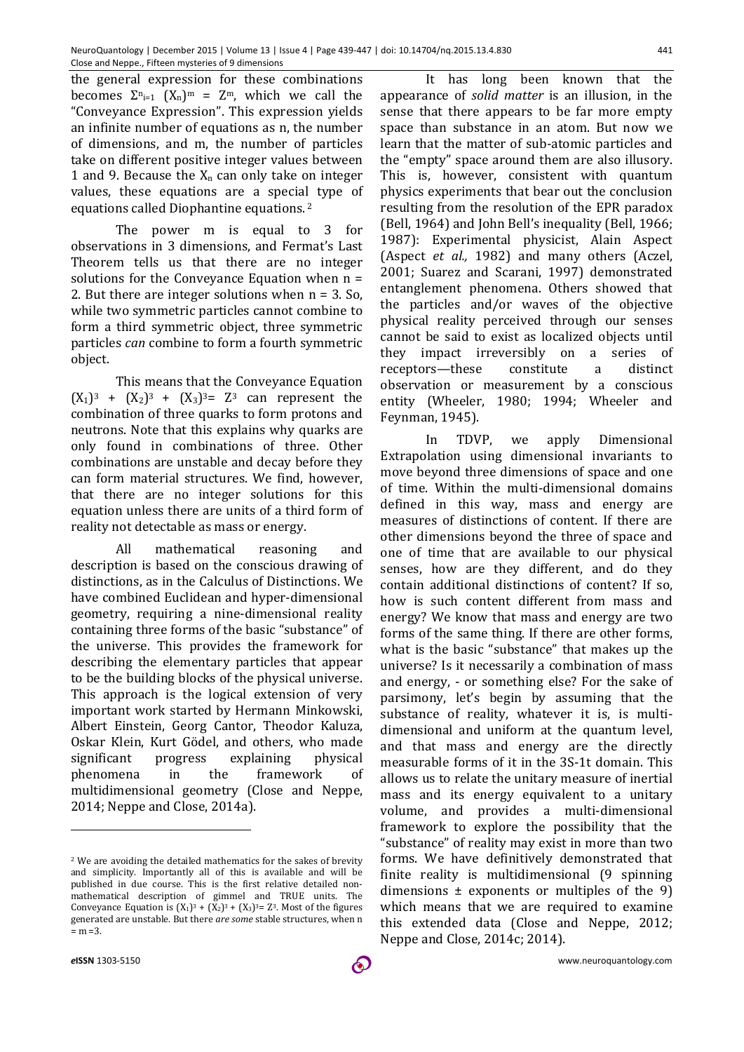the general expression for these combinations becomes $\Sigma^{n}_{i=1}$ $(X_n)^m$ = $Z^m$, which we call the "Conveyance Expression". This expression yields an infinite number of equations as n, the number of dimensions, and m, the number of particles take on different positive integer values between 1 and 9. Because the $X_n$ can only take on integer values, these equations are a special type of equations called Diophantine equations. [2]

The power m is equal to 3 for observations in 3 dimensions, and Fermat's Last Theorem tells us that there are no integer solutions for the Conveyance Equation when n = 2. But there are integer solutions when n = 3. So, while two symmetric particles cannot combine to form a third symmetric object, three symmetric particles *can* combine to form a fourth symmetric object.

This means that the Conveyance Equation $(X_1)^3$ + $(X_2)^3$ + $(X_3)^3$= $Z^3$ can represent the combination of three quarks to form protons and neutrons. Note that this explains why quarks are only found in combinations of three. Other combinations are unstable and decay before they can form material structures. We find, however, that there are no integer solutions for this equation unless there are units of a third form of reality not detectable as mass or energy.

All mathematical reasoning and description is based on the conscious drawing of distinctions, as in the Calculus of Distinctions. We have combined Euclidean and hyper-dimensional geometry, requiring a nine-dimensional reality containing three forms of the basic "substance" of the universe. This provides the framework for describing the elementary particles that appear to be the building blocks of the physical universe. This approach is the logical extension of very important work started by Hermann Minkowski, Albert Einstein, Georg Cantor, Theodor Kaluza, Oskar Klein, Kurt Gödel, and others, who made significant progress explaining physical phenomena in the framework of multidimensional geometry (Close and Neppe, 2014; Neppe and Close, 2014a).

It has long been known that the appearance of *solid matter* is an illusion, in the sense that there appears to be far more empty space than substance in an atom. But now we learn that the matter of sub-atomic particles and the "empty" space around them are also illusory. This is, however, consistent with quantum physics experiments that bear out the conclusion resulting from the resolution of the EPR paradox (Bell, 1964) and John Bell's inequality (Bell, 1966; 1987): Experimental physicist, Alain Aspect (Aspect *et al.,* 1982) and many others (Aczel, 2001; Suarez and Scarani, 1997) demonstrated entanglement phenomena. Others showed that the particles and/or waves of the objective physical reality perceived through our senses cannot be said to exist as localized objects until they impact irreversibly on a series of receptors—these constitute a distinct observation or measurement by a conscious entity (Wheeler, 1980; 1994; Wheeler and Feynman, 1945).

In TDVP, we apply Dimensional Extrapolation using dimensional invariants to move beyond three dimensions of space and one of time. Within the multi-dimensional domains defined in this way, mass and energy are measures of distinctions of content. If there are other dimensions beyond the three of space and one of time that are available to our physical senses, how are they different, and do they contain additional distinctions of content? If so, how is such content different from mass and energy? We know that mass and energy are two forms of the same thing. If there are other forms, what is the basic "substance" that makes up the universe? Is it necessarily a combination of mass and energy, - or something else? For the sake of parsimony, let's begin by assuming that the substance of reality, whatever it is, is multi-dimensional and uniform at the quantum level, and that mass and energy are the directly measurable forms of it in the 3S-1t domain. This allows us to relate the unitary measure of inertial mass and its energy equivalent to a unitary volume, and provides a multi-dimensional framework to explore the possibility that the "substance" of reality may exist in more than two forms. We have definitively demonstrated that finite reality is multidimensional (9 spinning dimensions ± exponents or multiples of the 9) which means that we are required to examine this extended data (Close and Neppe, 2012; Neppe and Close, 2014c; 2014).

[2] We are avoiding the detailed mathematics for the sakes of brevity and simplicity. Importantly all of this is available and will be published in due course. This is the first relative detailed non-mathematical description of gimmel and TRUE units. The Conveyance Equation is $(X_1)^3$ + $(X_2)^3$ + $(X_3)^3$= $Z^3$. Most of the figures generated are unstable. But there *are some* stable structures, when n = m =3.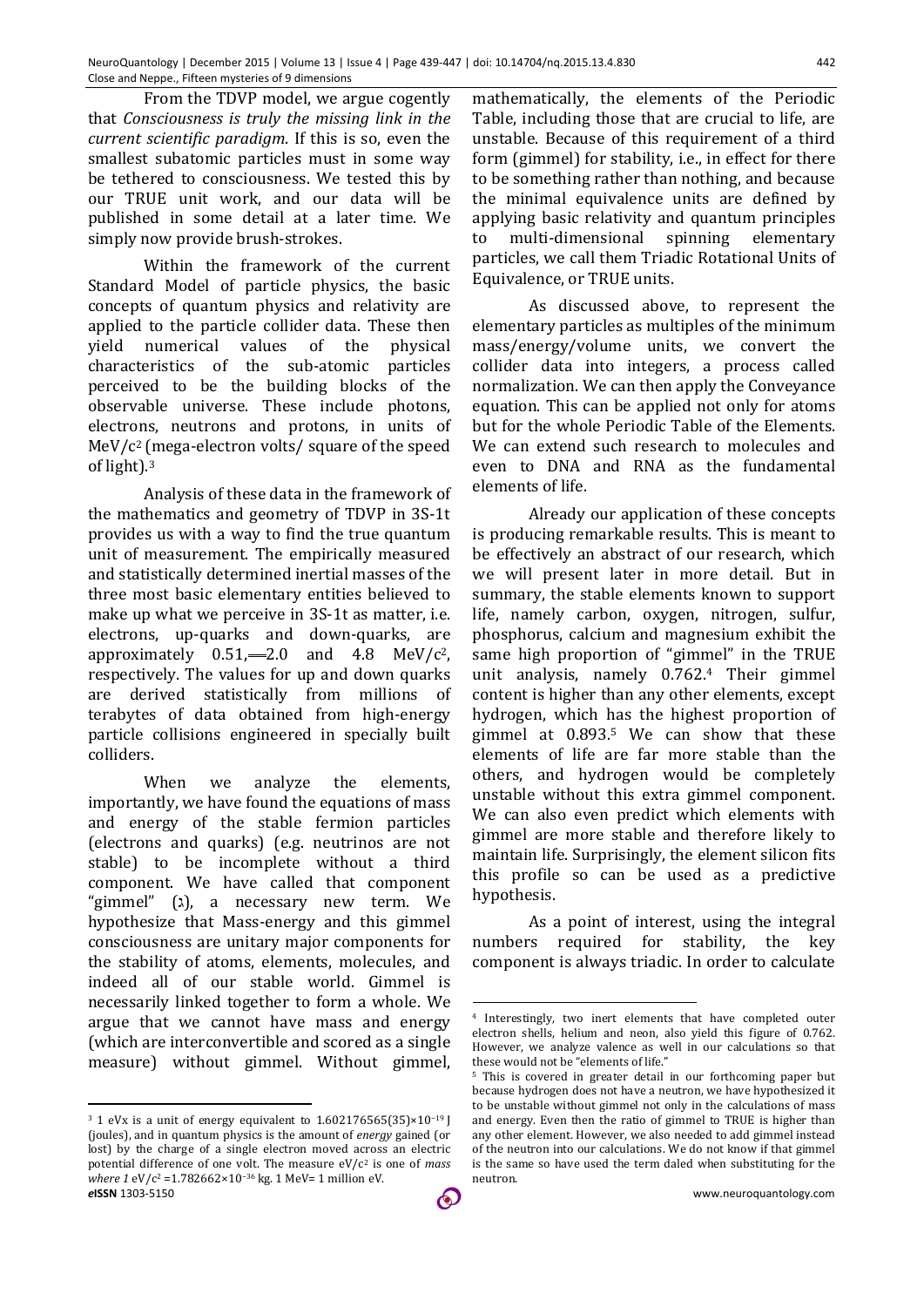From the TDVP model, we argue cogently that *Consciousness is truly the missing link in the current scientific paradigm*. If this is so, even the smallest subatomic particles must in some way be tethered to consciousness. We tested this by our TRUE unit work, and our data will be published in some detail at a later time. We simply now provide brush-strokes.

Within the framework of the current Standard Model of particle physics, the basic concepts of quantum physics and relativity are applied to the particle collider data. These then yield numerical values of the physical characteristics of the sub-atomic particles perceived to be the building blocks of the observable universe. These include photons, electrons, neutrons and protons, in units of MeV/$c^2$ (mega-electron volts/ square of the speed of light).[3]

Analysis of these data in the framework of the mathematics and geometry of TDVP in 3S-1t provides us with a way to find the true quantum unit of measurement. The empirically measured and statistically determined inertial masses of the three most basic elementary entities believed to make up what we perceive in 3S-1t as matter, i.e. electrons, up-quarks and down-quarks, are approximately 0.51, ═2.0 and 4.8 MeV/$c^2$, respectively. The values for up and down quarks are derived statistically from millions of terabytes of data obtained from high-energy particle collisions engineered in specially built colliders.

When we analyze the elements, importantly, we have found the equations of mass and energy of the stable fermion particles (electrons and quarks) (e.g. neutrinos are not stable) to be incomplete without a third component. We have called that component "gimmel" (ג), a necessary new term. We hypothesize that Mass-energy and this gimmel consciousness are unitary major components for the stability of atoms, elements, molecules, and indeed all of our stable world. Gimmel is necessarily linked together to form a whole. We argue that we cannot have mass and energy (which are interconvertible and scored as a single measure) without gimmel. Without gimmel, mathematically, the elements of the Periodic Table, including those that are crucial to life, are unstable. Because of this requirement of a third form (gimmel) for stability, i.e., in effect for there to be something rather than nothing, and because the minimal equivalence units are defined by applying basic relativity and quantum principles to multi-dimensional spinning elementary particles, we call them Triadic Rotational Units of Equivalence, or TRUE units.

As discussed above, to represent the elementary particles as multiples of the minimum mass/energy/volume units, we convert the collider data into integers, a process called normalization. We can then apply the Conveyance equation. This can be applied not only for atoms but for the whole Periodic Table of the Elements. We can extend such research to molecules and even to DNA and RNA as the fundamental elements of life.

Already our application of these concepts is producing remarkable results. This is meant to be effectively an abstract of our research, which we will present later in more detail. But in summary, the stable elements known to support life, namely carbon, oxygen, nitrogen, sulfur, phosphorus, calcium and magnesium exhibit the same high proportion of "gimmel" in the TRUE unit analysis, namely 0.762.[4] Their gimmel content is higher than any other elements, except hydrogen, which has the highest proportion of gimmel at 0.893.[5] We can show that these elements of life are far more stable than the others, and hydrogen would be completely unstable without this extra gimmel component. We can also even predict which elements with gimmel are more stable and therefore likely to maintain life. Surprisingly, the element silicon fits this profile so can be used as a predictive hypothesis.

As a point of interest, using the integral numbers required for stability, the key component is always triadic. In order to calculate

---

[3] 1 eVx is a unit of energy equivalent to $1.602176565(35)\times10^{-19}$ J (joules), and in quantum physics is the amount of *energy* gained (or lost) by the charge of a single electron moved across an electric potential difference of one volt. The measure eV/$c^2$ is one of *mass where 1* eV/$c^2$ $=1.782662\times10^{-36}$ kg. 1 MeV= 1 million eV.

[4] Interestingly, two inert elements that have completed outer electron shells, helium and neon, also yield this figure of 0.762. However, we analyze valence as well in our calculations so that these would not be "elements of life."

[5] This is covered in greater detail in our forthcoming paper but because hydrogen does not have a neutron, we have hypothesized it to be unstable without gimmel not only in the calculations of mass and energy. Even then the ratio of gimmel to TRUE is higher than any other element. However, we also needed to add gimmel instead of the neutron into our calculations. We do not know if that gimmel is the same so have used the term daled when substituting for the neutron.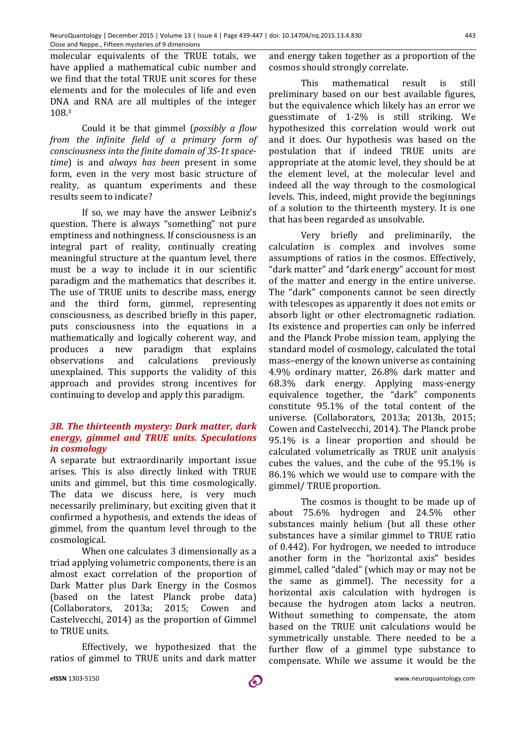molecular equivalents of the TRUE totals, we have applied a mathematical cubic number and we find that the total TRUE unit scores for these elements and for the molecules of life and even DNA and RNA are all multiples of the integer 108.[3]

Could it be that gimmel (*possibly a flow from the infinite field of a primary form of consciousness into the finite domain of 3S-1t space-time*) is and *always has been* present in some form, even in the very most basic structure of reality, as quantum experiments and these results seem to indicate?

If so, we may have the answer Leibniz's question. There is always "something" not pure emptiness and nothingness. If consciousness is an integral part of reality, continually creating meaningful structure at the quantum level, there must be a way to include it in our scientific paradigm and the mathematics that describes it. The use of TRUE units to describe mass, energy and the third form, gimmel, representing consciousness, as described briefly in this paper, puts consciousness into the equations in a mathematically and logically coherent way, and produces a new paradigm that explains observations and calculations previously unexplained. This supports the validity of this approach and provides strong incentives for continuing to develop and apply this paradigm.

### *3B. The thirteenth mystery: Dark matter, dark energy, gimmel and TRUE units. Speculations in cosmology*

A separate but extraordinarily important issue arises. This is also directly linked with TRUE units and gimmel, but this time cosmologically. The data we discuss here, is very much necessarily preliminary, but exciting given that it confirmed a hypothesis, and extends the ideas of gimmel, from the quantum level through to the cosmological.

When one calculates 3 dimensionally as a triad applying volumetric components, there is an almost exact correlation of the proportion of Dark Matter plus Dark Energy in the Cosmos (based on the latest Planck probe data) (Collaborators, 2013a; 2015; Cowen and Castelvecchi, 2014) as the proportion of Gimmel to TRUE units.

Effectively, we hypothesized that the ratios of gimmel to TRUE units and dark matter and energy taken together as a proportion of the cosmos should strongly correlate.

This mathematical result is still preliminary based on our best available figures, but the equivalence which likely has an error we guesstimate of 1-2% is still striking. We hypothesized this correlation would work out and it does. Our hypothesis was based on the postulation that if indeed TRUE units are appropriate at the atomic level, they should be at the element level, at the molecular level and indeed all the way through to the cosmological levels. This, indeed, might provide the beginnings of a solution to the thirteenth mystery. It is one that has been regarded as unsolvable.

Very briefly and preliminarily, the calculation is complex and involves some assumptions of ratios in the cosmos. Effectively, "dark matter" and "dark energy" account for most of the matter and energy in the entire universe. The "dark" components cannot be seen directly with telescopes as apparently it does not emits or absorb light or other electromagnetic radiation. Its existence and properties can only be inferred and the Planck Probe mission team, applying the standard model of cosmology, calculated the total mass–energy of the known universe as containing 4.9% ordinary matter, 26.8% dark matter and 68.3% dark energy. Applying mass-energy equivalence together, the "dark" components constitute 95.1% of the total content of the universe. (Collaborators, 2013a; 2013b, 2015; Cowen and Castelvecchi, 2014). The Planck probe 95.1% is a linear proportion and should be calculated volumetrically as TRUE unit analysis cubes the values, and the cube of the 95.1% is 86.1% which we would use to compare with the gimmel/ TRUE proportion.

The cosmos is thought to be made up of about 75.6% hydrogen and 24.5% other substances mainly helium (but all these other substances have a similar gimmel to TRUE ratio of 0.442). For hydrogen, we needed to introduce another form in the "horizontal axis" besides gimmel, called "daled" (which may or may not be the same as gimmel). The necessity for a horizontal axis calculation with hydrogen is because the hydrogen atom lacks a neutron. Without something to compensate, the atom based on the TRUE unit calculations would be symmetrically unstable. There needed to be a further flow of a gimmel type substance to compensate. While we assume it would be the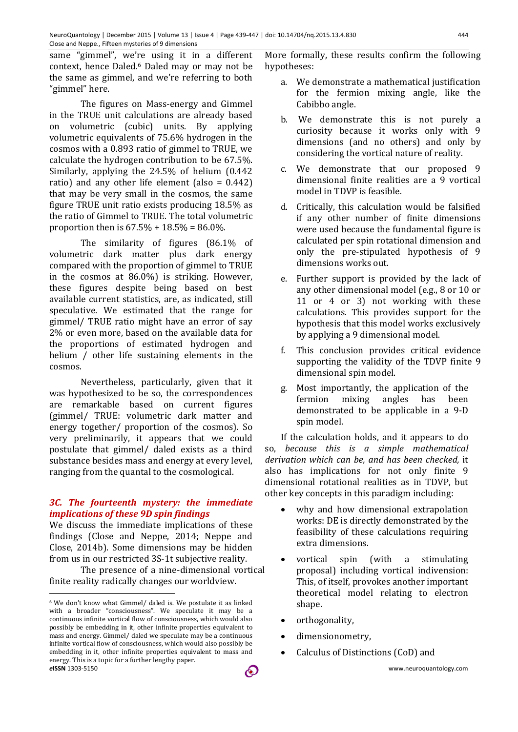same "gimmel", we're using it in a different context, hence Daled.[6] Daled may or may not be the same as gimmel, and we're referring to both "gimmel" here.

The figures on Mass-energy and Gimmel in the TRUE unit calculations are already based on volumetric (cubic) units. By applying volumetric equivalents of 75.6% hydrogen in the cosmos with a 0.893 ratio of gimmel to TRUE, we calculate the hydrogen contribution to be 67.5%. Similarly, applying the 24.5% of helium (0.442 ratio) and any other life element (also = 0.442) that may be very small in the cosmos, the same figure TRUE unit ratio exists producing 18.5% as the ratio of Gimmel to TRUE. The total volumetric proportion then is 67.5% + 18.5% = 86.0%.

The similarity of figures (86.1% of volumetric dark matter plus dark energy compared with the proportion of gimmel to TRUE in the cosmos at 86.0%) is striking. However, these figures despite being based on best available current statistics, are, as indicated, still speculative. We estimated that the range for gimmel/ TRUE ratio might have an error of say 2% or even more, based on the available data for the proportions of estimated hydrogen and helium / other life sustaining elements in the cosmos.

Nevertheless, particularly, given that it was hypothesized to be so, the correspondences are remarkable based on current figures (gimmel/ TRUE: volumetric dark matter and energy together/ proportion of the cosmos). So very preliminarily, it appears that we could postulate that gimmel/ daled exists as a third substance besides mass and energy at every level, ranging from the quantal to the cosmological.

### *3C. The fourteenth mystery: the immediate implications of these 9D spin findings*

We discuss the immediate implications of these findings (Close and Neppe, 2014; Neppe and Close, 2014b). Some dimensions may be hidden from us in our restricted 3S-1t subjective reality.

The presence of a nine-dimensional vortical finite reality radically changes our worldview. More formally, these results confirm the following hypotheses:

a. We demonstrate a mathematical justification for the fermion mixing angle, like the Cabibbo angle.

b. We demonstrate this is not purely a curiosity because it works only with 9 dimensions (and no others) and only by considering the vortical nature of reality.

c. We demonstrate that our proposed 9 dimensional finite realities are a 9 vortical model in TDVP is feasible.

d. Critically, this calculation would be falsified if any other number of finite dimensions were used because the fundamental figure is calculated per spin rotational dimension and only the pre-stipulated hypothesis of 9 dimensions works out.

e. Further support is provided by the lack of any other dimensional model (e.g., 8 or 10 or 11 or 4 or 3) not working with these calculations. This provides support for the hypothesis that this model works exclusively by applying a 9 dimensional model.

f. This conclusion provides critical evidence supporting the validity of the TDVP finite 9 dimensional spin model.

g. Most importantly, the application of the fermion mixing angles has been demonstrated to be applicable in a 9-D spin model.

If the calculation holds, and it appears to do so, *because this is a simple mathematical derivation which can be, and has been checked,* it also has implications for not only finite 9 dimensional rotational realities as in TDVP, but other key concepts in this paradigm including:

- why and how dimensional extrapolation works: DE is directly demonstrated by the feasibility of these calculations requiring extra dimensions.
- vortical spin (with a stimulating proposal) including vortical indivension: This, of itself, provokes another important theoretical model relating to electron shape.
- orthogonality,
- dimensionometry,
- Calculus of Distinctions (CoD) and

[6] We don't know what Gimmel/ daled is. We postulate it as linked with a broader "consciousness". We speculate it may be a continuous infinite vortical flow of consciousness, which would also possibly be embedding in it, other infinite properties equivalent to mass and energy. Gimmel/ daled we speculate may be a continuous infinite vortical flow of consciousness, which would also possibly be embedding in it, other infinite properties equivalent to mass and energy. This is a topic for a further lengthy paper.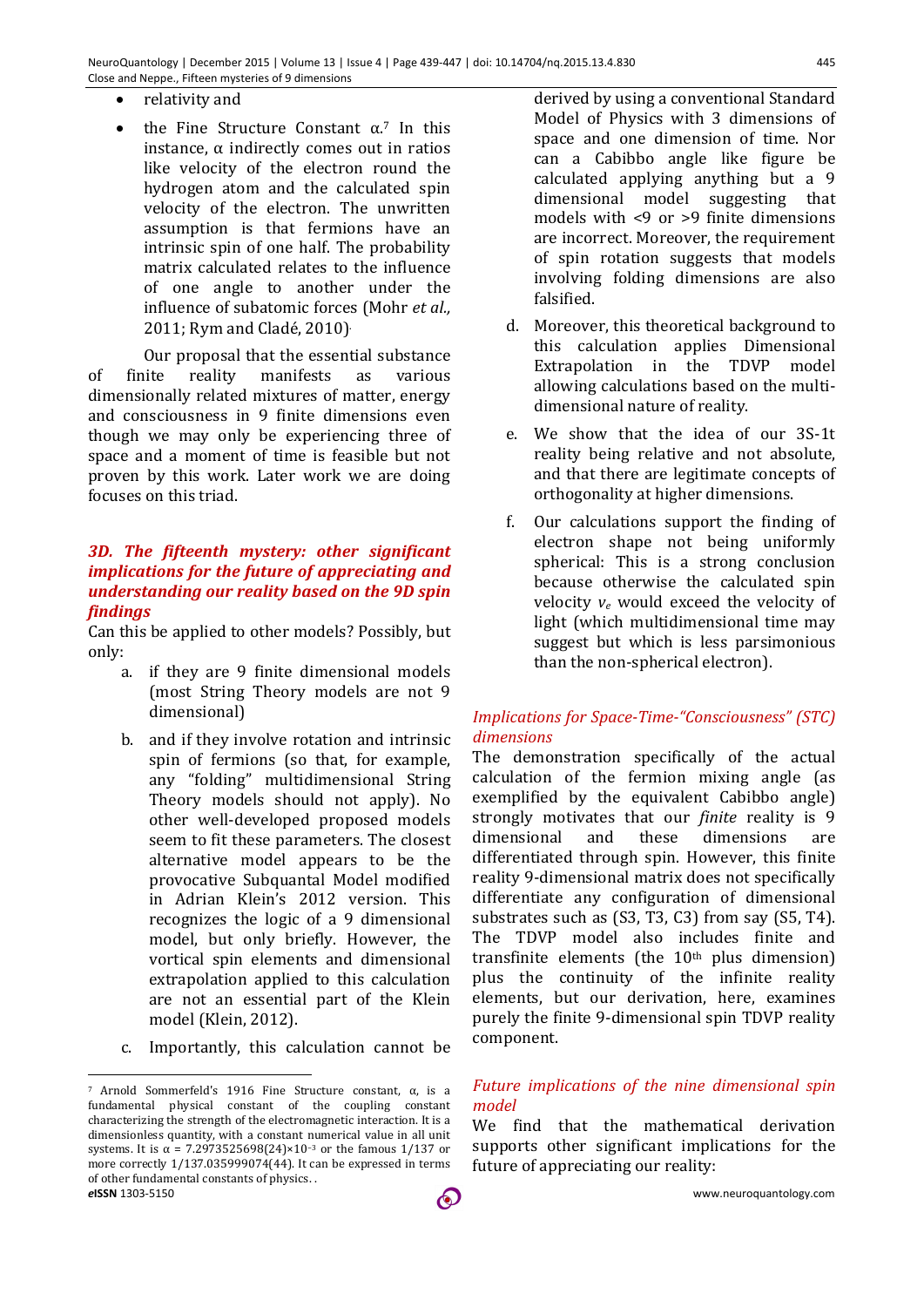- relativity and
- the Fine Structure Constant α.[7] In this instance, α indirectly comes out in ratios like velocity of the electron round the hydrogen atom and the calculated spin velocity of the electron. The unwritten assumption is that fermions have an intrinsic spin of one half. The probability matrix calculated relates to the influence of one angle to another under the influence of subatomic forces (Mohr *et al.,* 2011; Rym and Cladé, 2010).

Our proposal that the essential substance of finite reality manifests as various dimensionally related mixtures of matter, energy and consciousness in 9 finite dimensions even though we may only be experiencing three of space and a moment of time is feasible but not proven by this work. Later work we are doing focuses on this triad.

### *3D. The fifteenth mystery: other significant implications for the future of appreciating and understanding our reality based on the 9D spin findings*

Can this be applied to other models? Possibly, but only:

a. if they are 9 finite dimensional models (most String Theory models are not 9 dimensional)

b. and if they involve rotation and intrinsic spin of fermions (so that, for example, any "folding" multidimensional String Theory models should not apply). No other well-developed proposed models seem to fit these parameters. The closest alternative model appears to be the provocative Subquantal Model modified in Adrian Klein's 2012 version. This recognizes the logic of a 9 dimensional model, but only briefly. However, the vortical spin elements and dimensional extrapolation applied to this calculation are not an essential part of the Klein model (Klein, 2012).

c. Importantly, this calculation cannot be derived by using a conventional Standard Model of Physics with 3 dimensions of space and one dimension of time. Nor can a Cabibbo angle like figure be calculated applying anything but a 9 dimensional model suggesting that models with <9 or >9 finite dimensions are incorrect. Moreover, the requirement of spin rotation suggests that models involving folding dimensions are also falsified.

d. Moreover, this theoretical background to this calculation applies Dimensional Extrapolation in the TDVP model allowing calculations based on the multi-dimensional nature of reality.

e. We show that the idea of our 3S-1t reality being relative and not absolute, and that there are legitimate concepts of orthogonality at higher dimensions.

f. Our calculations support the finding of electron shape not being uniformly spherical: This is a strong conclusion because otherwise the calculated spin velocity $v_e$ would exceed the velocity of light (which multidimensional time may suggest but which is less parsimonious than the non-spherical electron).

#### *Implications for Space-Time-"Consciousness" (STC) dimensions*

The demonstration specifically of the actual calculation of the fermion mixing angle (as exemplified by the equivalent Cabibbo angle) strongly motivates that our *finite* reality is 9 dimensional and these dimensions are differentiated through spin. However, this finite reality 9-dimensional matrix does not specifically differentiate any configuration of dimensional substrates such as (S3, T3, C3) from say (S5, T4). The TDVP model also includes finite and transfinite elements (the 10th plus dimension) plus the continuity of the infinite reality elements, but our derivation, here, examines purely the finite 9-dimensional spin TDVP reality component.

#### *Future implications of the nine dimensional spin model*

We find that the mathematical derivation supports other significant implications for the future of appreciating our reality:

---

[7] Arnold Sommerfeld's 1916 Fine Structure constant, α, is a fundamental physical constant of the coupling constant characterizing the strength of the electromagnetic interaction. It is a dimensionless quantity, with a constant numerical value in all unit systems. It is $\alpha = 7.2973525698(24)\times10^{-3}$ or the famous 1/137 or more correctly 1/137.035999074(44). It can be expressed in terms of other fundamental constants of physics. .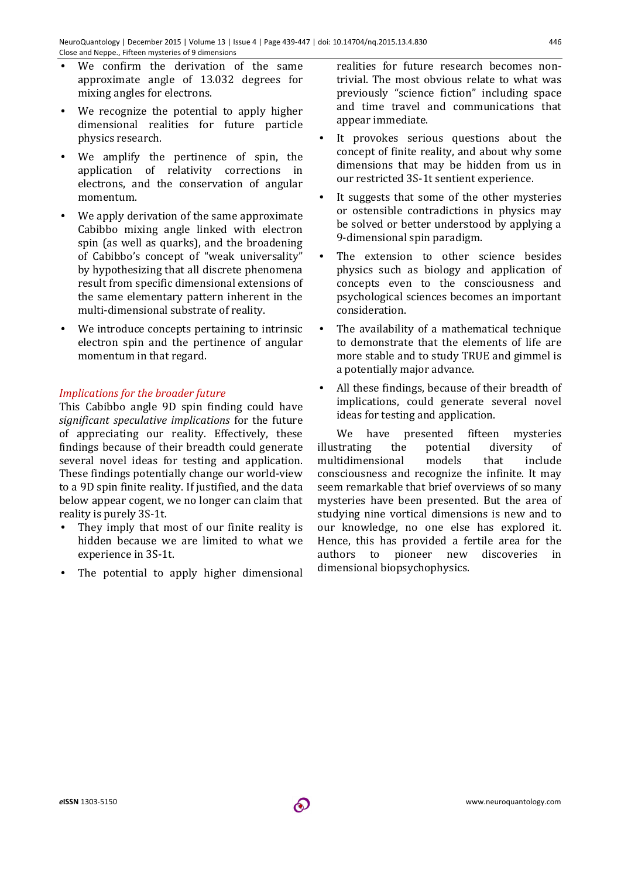- We confirm the derivation of the same approximate angle of 13.032 degrees for mixing angles for electrons.
- We recognize the potential to apply higher dimensional realities for future particle physics research.
- We amplify the pertinence of spin, the application of relativity corrections in electrons, and the conservation of angular momentum.
- We apply derivation of the same approximate Cabibbo mixing angle linked with electron spin (as well as quarks), and the broadening of Cabibbo's concept of "weak universality" by hypothesizing that all discrete phenomena result from specific dimensional extensions of the same elementary pattern inherent in the multi-dimensional substrate of reality.
- We introduce concepts pertaining to intrinsic electron spin and the pertinence of angular momentum in that regard.

*Implications for the broader future*

This Cabibbo angle 9D spin finding could have *significant speculative implications* for the future of appreciating our reality. Effectively, these findings because of their breadth could generate several novel ideas for testing and application. These findings potentially change our world-view to a 9D spin finite reality. If justified, and the data below appear cogent, we no longer can claim that reality is purely 3S-1t.

- They imply that most of our finite reality is hidden because we are limited to what we experience in 3S-1t.
- The potential to apply higher dimensional realities for future research becomes non-trivial. The most obvious relate to what was previously "science fiction" including space and time travel and communications that appear immediate.
- It provokes serious questions about the concept of finite reality, and about why some dimensions that may be hidden from us in our restricted 3S-1t sentient experience.
- It suggests that some of the other mysteries or ostensible contradictions in physics may be solved or better understood by applying a 9-dimensional spin paradigm.
- The extension to other science besides physics such as biology and application of concepts even to the consciousness and psychological sciences becomes an important consideration.
- The availability of a mathematical technique to demonstrate that the elements of life are more stable and to study TRUE and gimmel is a potentially major advance.
- All these findings, because of their breadth of implications, could generate several novel ideas for testing and application.

We have presented fifteen mysteries illustrating the potential diversity of multidimensional models that include consciousness and recognize the infinite. It may seem remarkable that brief overviews of so many mysteries have been presented. But the area of studying nine vortical dimensions is new and to our knowledge, no one else has explored it. Hence, this has provided a fertile area for the authors to pioneer new discoveries in dimensional biopsychophysics.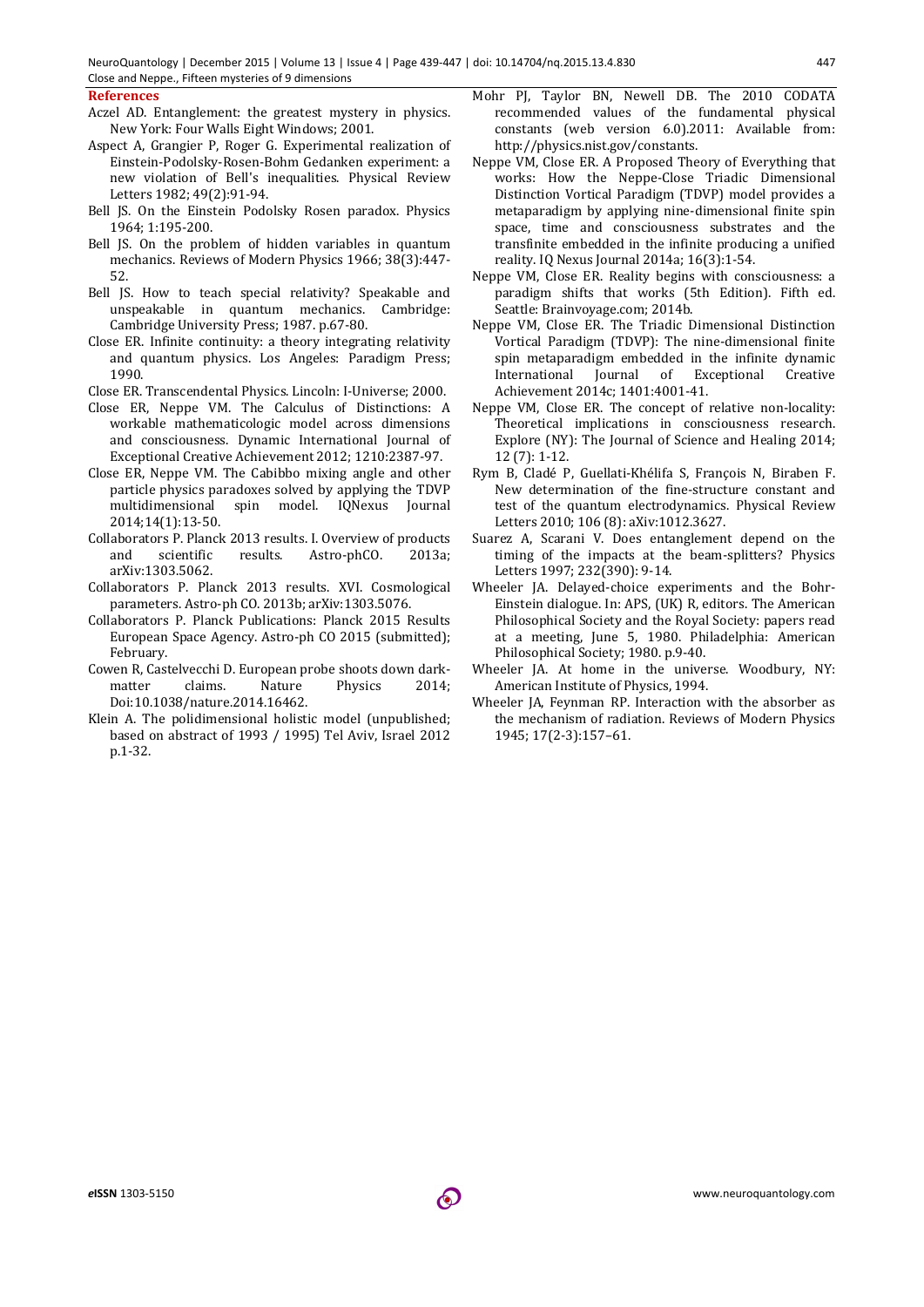## References

Aczel AD. Entanglement: the greatest mystery in physics. New York: Four Walls Eight Windows; 2001.

Aspect A, Grangier P, Roger G. Experimental realization of Einstein-Podolsky-Rosen-Bohm Gedanken experiment: a new violation of Bell's inequalities. Physical Review Letters 1982; 49(2):91-94.

Bell JS. On the Einstein Podolsky Rosen paradox. Physics 1964; 1:195-200.

Bell JS. On the problem of hidden variables in quantum mechanics. Reviews of Modern Physics 1966; 38(3):447-52.

Bell JS. How to teach special relativity? Speakable and unspeakable in quantum mechanics. Cambridge: Cambridge University Press; 1987. p.67-80.

Close ER. Infinite continuity: a theory integrating relativity and quantum physics. Los Angeles: Paradigm Press; 1990.

Close ER. Transcendental Physics. Lincoln: I-Universe; 2000.

Close ER, Neppe VM. The Calculus of Distinctions: A workable mathematicologic model across dimensions and consciousness. Dynamic International Journal of Exceptional Creative Achievement 2012; 1210:2387-97.

Close ER, Neppe VM. The Cabibbo mixing angle and other particle physics paradoxes solved by applying the TDVP multidimensional spin model. IQNexus Journal 2014;14(1):13-50.

Collaborators P. Planck 2013 results. I. Overview of products and scientific results. Astro-phCO. 2013a; arXiv:1303.5062.

Collaborators P. Planck 2013 results. XVI. Cosmological parameters. Astro-ph CO. 2013b; arXiv:1303.5076.

Collaborators P. Planck Publications: Planck 2015 Results European Space Agency. Astro-ph CO 2015 (submitted); February.

Cowen R, Castelvecchi D. European probe shoots down dark-matter claims. Nature Physics 2014; Doi:10.1038/nature.2014.16462.

Klein A. The polidimensional holistic model (unpublished; based on abstract of 1993 / 1995) Tel Aviv, Israel 2012 p.1-32.

Mohr PJ, Taylor BN, Newell DB. The 2010 CODATA recommended values of the fundamental physical constants (web version 6.0).2011: Available from: http://physics.nist.gov/constants.

Neppe VM, Close ER. A Proposed Theory of Everything that works: How the Neppe-Close Triadic Dimensional Distinction Vortical Paradigm (TDVP) model provides a metaparadigm by applying nine-dimensional finite spin space, time and consciousness substrates and the transfinite embedded in the infinite producing a unified reality. IQ Nexus Journal 2014a; 16(3):1-54.

Neppe VM, Close ER. Reality begins with consciousness: a paradigm shifts that works (5th Edition). Fifth ed. Seattle: Brainvoyage.com; 2014b.

Neppe VM, Close ER. The Triadic Dimensional Distinction Vortical Paradigm (TDVP): The nine-dimensional finite spin metaparadigm embedded in the infinite dynamic International Journal of Exceptional Creative Achievement 2014c; 1401:4001-41.

Neppe VM, Close ER. The concept of relative non-locality: Theoretical implications in consciousness research. Explore (NY): The Journal of Science and Healing 2014; 12 (7): 1-12.

Rym B, Cladé P, Guellati-Khélifa S, François N, Biraben F. New determination of the fine-structure constant and test of the quantum electrodynamics. Physical Review Letters 2010; 106 (8): aXiv:1012.3627.

Suarez A, Scarani V. Does entanglement depend on the timing of the impacts at the beam-splitters? Physics Letters 1997; 232(390): 9-14.

Wheeler JA. Delayed-choice experiments and the Bohr-Einstein dialogue. In: APS, (UK) R, editors. The American Philosophical Society and the Royal Society: papers read at a meeting, June 5, 1980. Philadelphia: American Philosophical Society; 1980. p.9-40.

Wheeler JA. At home in the universe. Woodbury, NY: American Institute of Physics, 1994.

Wheeler JA, Feynman RP. Interaction with the absorber as the mechanism of radiation. Reviews of Modern Physics 1945; 17(2-3):157–61.